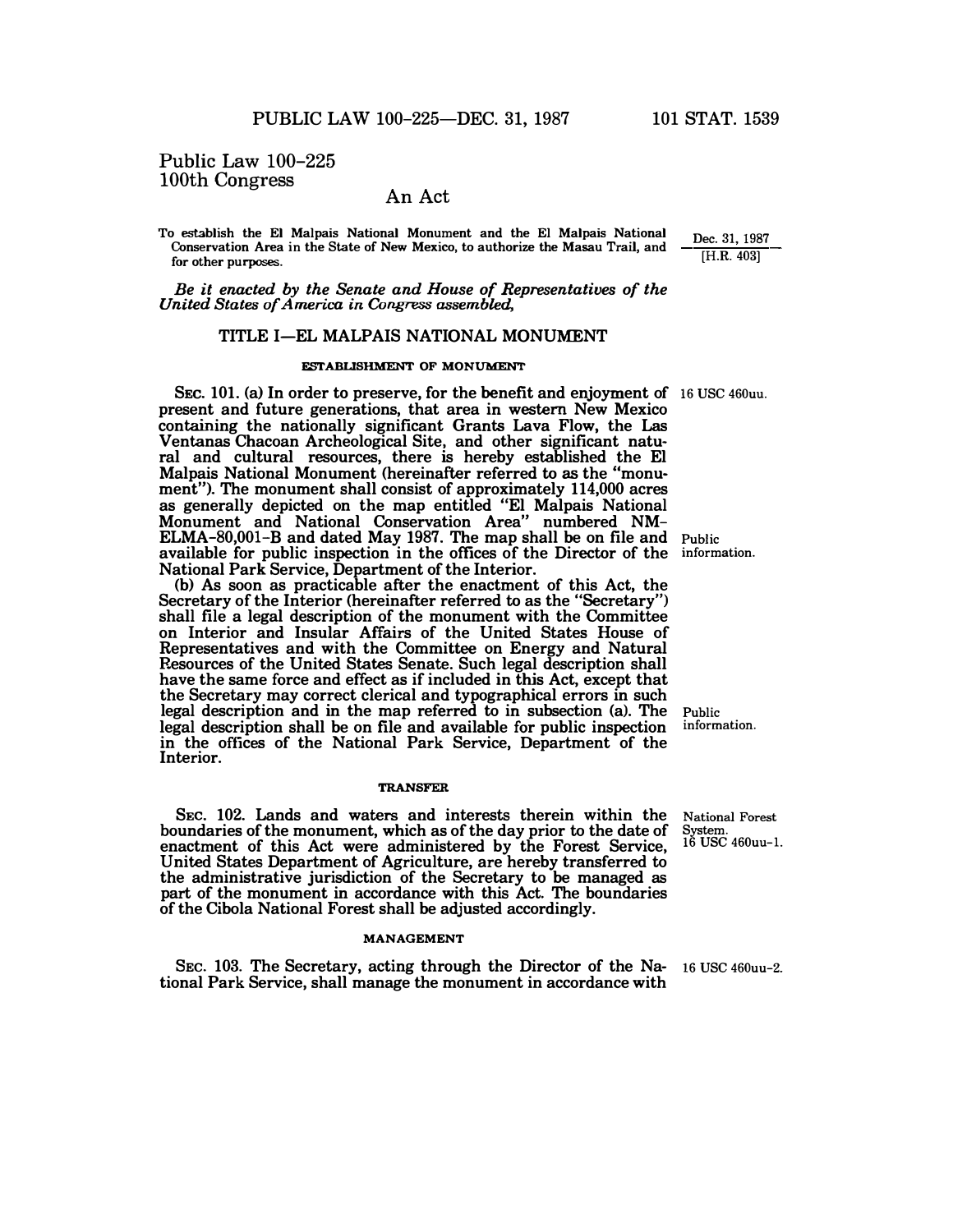Public Law 100-225
100th Congress

## An Act

To establish the El Malpais National Monument and the El Malpais National Conservation Area in the State of New Mexico, to authorize the Masau Trail, and for other purposes.

Dec. 31, 1987
[H.R. 403]

*Be it enacted by the Senate and House of Representatives of the United States of America in Congress assembled,*

### TITLE I—EL MALPAIS NATIONAL MONUMENT

#### ESTABLISHMENT OF MONUMENT

16 USC 460uu.

SEC. 101. (a) In order to preserve, for the benefit and enjoyment of present and future generations, that area in western New Mexico containing the nationally significant Grants Lava Flow, the Las Ventanas Chacoan Archeological Site, and other significant natural and cultural resources, there is hereby established the El Malpais National Monument (hereinafter referred to as the "monument"). The monument shall consist of approximately 114,000 acres as generally depicted on the map entitled "El Malpais National Monument and National Conservation Area" numbered NM-ELMA-80,001-B and dated May 1987. The map shall be on file and available for public inspection in the offices of the Director of the National Park Service, Department of the Interior.

Public information.

(b) As soon as practicable after the enactment of this Act, the Secretary of the Interior (hereinafter referred to as the "Secretary") shall file a legal description of the monument with the Committee on Interior and Insular Affairs of the United States House of Representatives and with the Committee on Energy and Natural Resources of the United States Senate. Such legal description shall have the same force and effect as if included in this Act, except that the Secretary may correct clerical and typographical errors in such legal description and in the map referred to in subsection (a). The legal description shall be on file and available for public inspection in the offices of the National Park Service, Department of the Interior.

Public information.

#### TRANSFER

National Forest System.
16 USC 460uu-1.

SEC. 102. Lands and waters and interests therein within the boundaries of the monument, which as of the day prior to the date of enactment of this Act were administered by the Forest Service, United States Department of Agriculture, are hereby transferred to the administrative jurisdiction of the Secretary to be managed as part of the monument in accordance with this Act. The boundaries of the Cibola National Forest shall be adjusted accordingly.

#### MANAGEMENT

16 USC 460uu-2.

SEC. 103. The Secretary, acting through the Director of the National Park Service, shall manage the monument in accordance with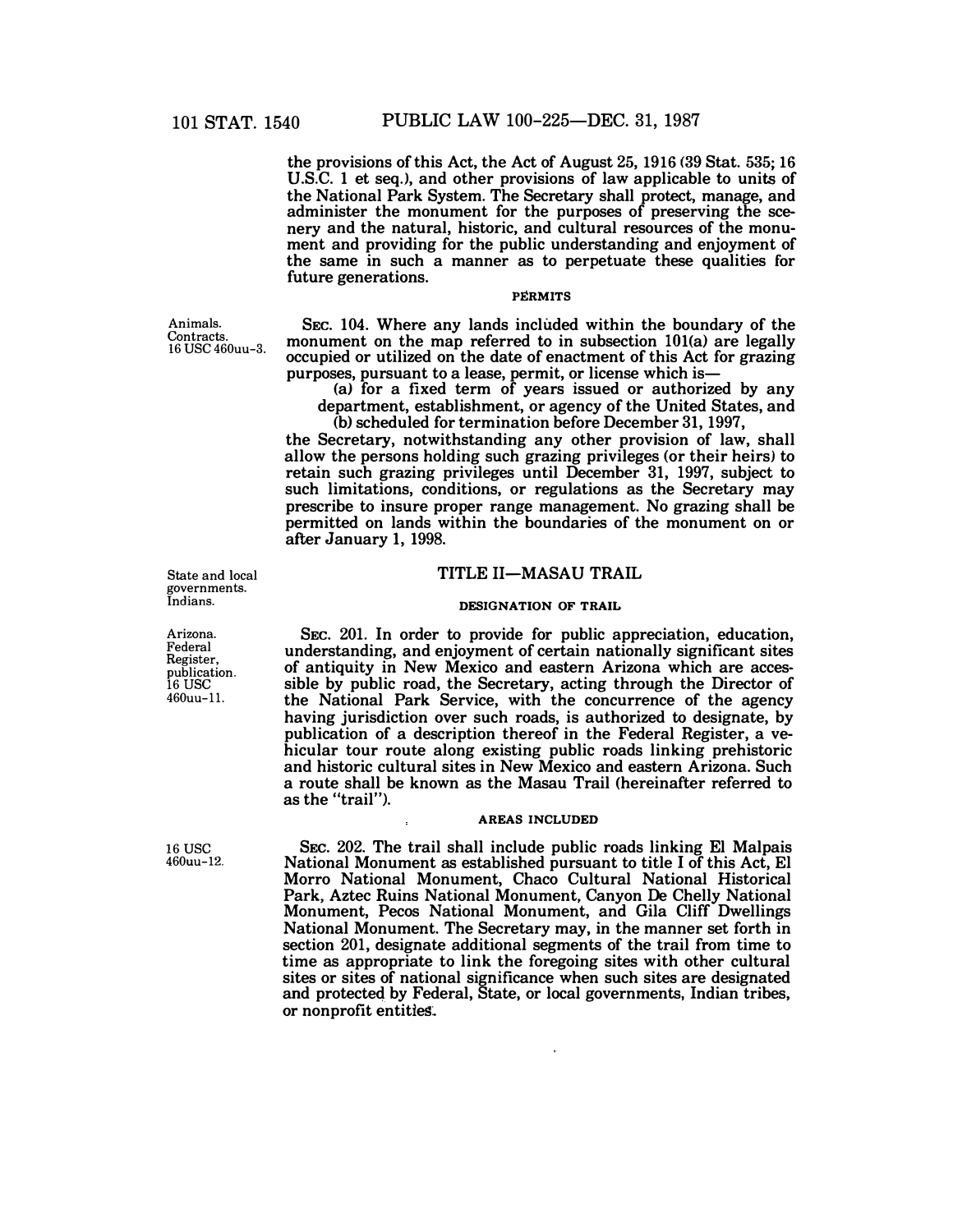the provisions of this Act, the Act of August 25, 1916 (39 Stat. 535; 16 U.S.C. 1 et seq.), and other provisions of law applicable to units of the National Park System. The Secretary shall protect, manage, and administer the monument for the purposes of preserving the scenery and the natural, historic, and cultural resources of the monument and providing for the public understanding and enjoyment of the same in such a manner as to perpetuate these qualities for future generations.

PERMITS

Animals.
Contracts.
16 USC 460uu-3.

SEC. 104. Where any lands included within the boundary of the monument on the map referred to in subsection 101(a) are legally occupied or utilized on the date of enactment of this Act for grazing purposes, pursuant to a lease, permit, or license which is—

(a) for a fixed term of years issued or authorized by any department, establishment, or agency of the United States, and

(b) scheduled for termination before December 31, 1997,

the Secretary, notwithstanding any other provision of law, shall allow the persons holding such grazing privileges (or their heirs) to retain such grazing privileges until December 31, 1997, subject to such limitations, conditions, or regulations as the Secretary may prescribe to insure proper range management. No grazing shall be permitted on lands within the boundaries of the monument on or after January 1, 1998.

State and local governments.
Indians.

## TITLE II—MASAU TRAIL

DESIGNATION OF TRAIL

Arizona.
Federal Register, publication.
16 USC 460uu-11.

SEC. 201. In order to provide for public appreciation, education, understanding, and enjoyment of certain nationally significant sites of antiquity in New Mexico and eastern Arizona which are accessible by public road, the Secretary, acting through the Director of the National Park Service, with the concurrence of the agency having jurisdiction over such roads, is authorized to designate, by publication of a description thereof in the Federal Register, a vehicular tour route along existing public roads linking prehistoric and historic cultural sites in New Mexico and eastern Arizona. Such a route shall be known as the Masau Trail (hereinafter referred to as the "trail").

AREAS INCLUDED

16 USC 460uu-12.

SEC. 202. The trail shall include public roads linking El Malpais National Monument as established pursuant to title I of this Act, El Morro National Monument, Chaco Cultural National Historical Park, Aztec Ruins National Monument, Canyon De Chelly National Monument, Pecos National Monument, and Gila Cliff Dwellings National Monument. The Secretary may, in the manner set forth in section 201, designate additional segments of the trail from time to time as appropriate to link the foregoing sites with other cultural sites or sites of national significance when such sites are designated and protected by Federal, State, or local governments, Indian tribes, or nonprofit entities.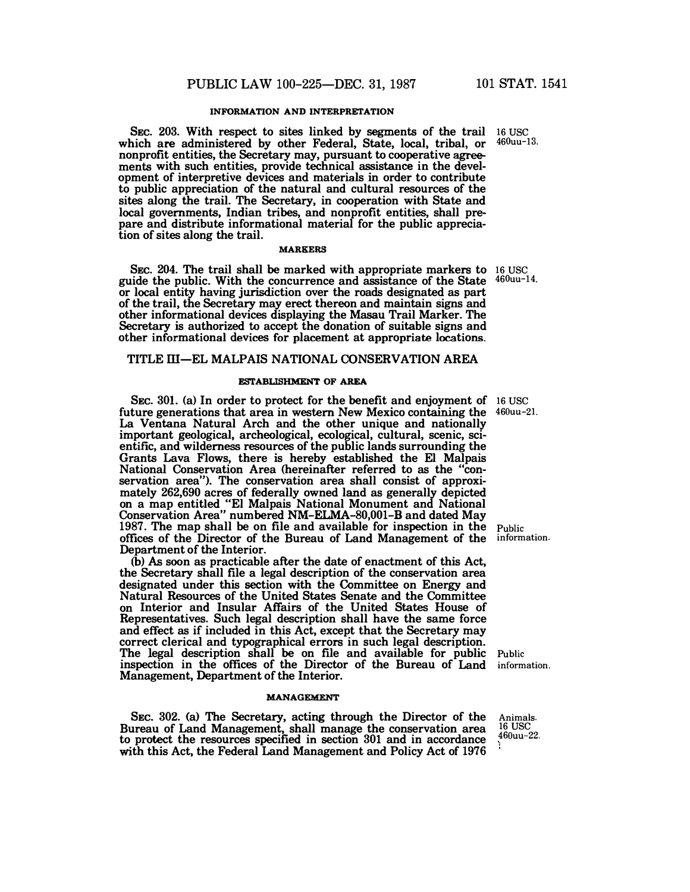#### INFORMATION AND INTERPRETATION

SEC. 203. With respect to sites linked by segments of the trail which are administered by other Federal, State, local, tribal, or nonprofit entities, the Secretary may, pursuant to cooperative agreements with such entities, provide technical assistance in the development of interpretive devices and materials in order to contribute to public appreciation of the natural and cultural resources of the sites along the trail. The Secretary, in cooperation with State and local governments, Indian tribes, and nonprofit entities, shall prepare and distribute informational material for the public appreciation of sites along the trail.

16 USC 460uu-13.

#### MARKERS

SEC. 204. The trail shall be marked with appropriate markers to guide the public. With the concurrence and assistance of the State or local entity having jurisdiction over the roads designated as part of the trail, the Secretary may erect thereon and maintain signs and other informational devices displaying the Masau Trail Marker. The Secretary is authorized to accept the donation of suitable signs and other informational devices for placement at appropriate locations.

16 USC 460uu-14.

## TITLE III—EL MALPAIS NATIONAL CONSERVATION AREA

#### ESTABLISHMENT OF AREA

SEC. 301. (a) In order to protect for the benefit and enjoyment of future generations that area in western New Mexico containing the La Ventana Natural Arch and the other unique and nationally important geological, archeological, ecological, cultural, scenic, scientific, and wilderness resources of the public lands surrounding the Grants Lava Flows, there is hereby established the El Malpais National Conservation Area (hereinafter referred to as the "conservation area"). The conservation area shall consist of approximately 262,690 acres of federally owned land as generally depicted on a map entitled "El Malpais National Monument and National Conservation Area" numbered NM-ELMA-80,001-B and dated May 1987. The map shall be on file and available for inspection in the offices of the Director of the Bureau of Land Management of the Department of the Interior.

16 USC 460uu-21.

Public information.

(b) As soon as practicable after the date of enactment of this Act, the Secretary shall file a legal description of the conservation area designated under this section with the Committee on Energy and Natural Resources of the United States Senate and the Committee on Interior and Insular Affairs of the United States House of Representatives. Such legal description shall have the same force and effect as if included in this Act, except that the Secretary may correct clerical and typographical errors in such legal description. The legal description shall be on file and available for public inspection in the offices of the Director of the Bureau of Land Management, Department of the Interior.

Public information.

#### MANAGEMENT

SEC. 302. (a) The Secretary, acting through the Director of the Bureau of Land Management, shall manage the conservation area to protect the resources specified in section 301 and in accordance with this Act, the Federal Land Management and Policy Act of 1976

Animals. 16 USC 460uu-22.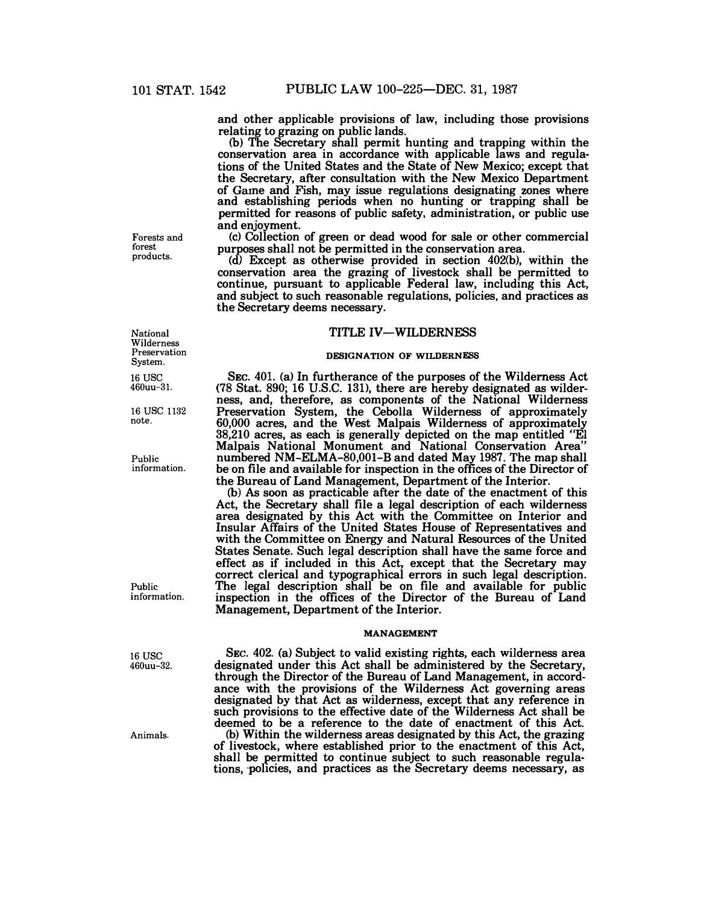and other applicable provisions of law, including those provisions relating to grazing on public lands.

(b) The Secretary shall permit hunting and trapping within the conservation area in accordance with applicable laws and regulations of the United States and the State of New Mexico; except that the Secretary, after consultation with the New Mexico Department of Game and Fish, may issue regulations designating zones where and establishing periods when no hunting or trapping shall be permitted for reasons of public safety, administration, or public use and enjoyment.

Forests and forest products.

(c) Collection of green or dead wood for sale or other commercial purposes shall not be permitted in the conservation area.

(d) Except as otherwise provided in section 402(b), within the conservation area the grazing of livestock shall be permitted to continue, pursuant to applicable Federal law, including this Act, and subject to such reasonable regulations, policies, and practices as the Secretary deems necessary.

National Wilderness Preservation System.

## TITLE IV—WILDERNESS

### DESIGNATION OF WILDERNESS

16 USC 460uu-31.

16 USC 1132 note.

SEC. 401. (a) In furtherance of the purposes of the Wilderness Act (78 Stat. 890; 16 U.S.C. 131), there are hereby designated as wilderness, and, therefore, as components of the National Wilderness Preservation System, the Cebolla Wilderness of approximately 60,000 acres, and the West Malpais Wilderness of approximately 38,210 acres, as each is generally depicted on the map entitled "El Malpais National Monument and National Conservation Area" numbered NM-ELMA-80,001-B and dated May 1987. The map shall be on file and available for inspection in the offices of the Director of the Bureau of Land Management, Department of the Interior.

Public information.

(b) As soon as practicable after the date of the enactment of this Act, the Secretary shall file a legal description of each wilderness area designated by this Act with the Committee on Interior and Insular Affairs of the United States House of Representatives and with the Committee on Energy and Natural Resources of the United States Senate. Such legal description shall have the same force and effect as if included in this Act, except that the Secretary may correct clerical and typographical errors in such legal description. The legal description shall be on file and available for public inspection in the offices of the Director of the Bureau of Land Management, Department of the Interior.

Public information.

### MANAGEMENT

16 USC 460uu-32.

SEC. 402. (a) Subject to valid existing rights, each wilderness area designated under this Act shall be administered by the Secretary, through the Director of the Bureau of Land Management, in accordance with the provisions of the Wilderness Act governing areas designated by that Act as wilderness, except that any reference in such provisions to the effective date of the Wilderness Act shall be deemed to be a reference to the date of enactment of this Act.

Animals.

(b) Within the wilderness areas designated by this Act, the grazing of livestock, where established prior to the enactment of this Act, shall be permitted to continue subject to such reasonable regulations, policies, and practices as the Secretary deems necessary, as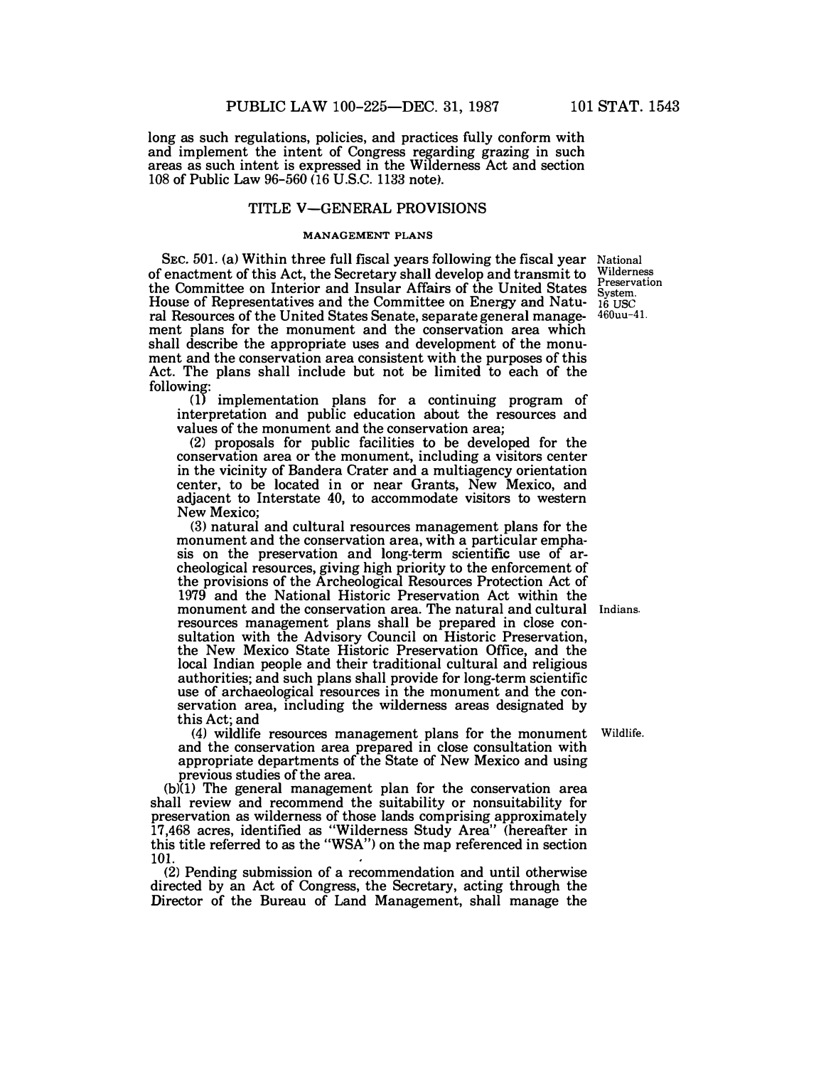long as such regulations, policies, and practices fully conform with and implement the intent of Congress regarding grazing in such areas as such intent is expressed in the Wilderness Act and section 108 of Public Law 96-560 (16 U.S.C. 1133 note).

## TITLE V—GENERAL PROVISIONS

### MANAGEMENT PLANS

National Wilderness Preservation System. 16 USC 460uu-41.

SEC. 501. (a) Within three full fiscal years following the fiscal year of enactment of this Act, the Secretary shall develop and transmit to the Committee on Interior and Insular Affairs of the United States House of Representatives and the Committee on Energy and Natural Resources of the United States Senate, separate general management plans for the monument and the conservation area which shall describe the appropriate uses and development of the monument and the conservation area consistent with the purposes of this Act. The plans shall include but not be limited to each of the following:

(1) implementation plans for a continuing program of interpretation and public education about the resources and values of the monument and the conservation area;

(2) proposals for public facilities to be developed for the conservation area or the monument, including a visitors center in the vicinity of Bandera Crater and a multiagency orientation center, to be located in or near Grants, New Mexico, and adjacent to Interstate 40, to accommodate visitors to western New Mexico;

Indians.

(3) natural and cultural resources management plans for the monument and the conservation area, with a particular emphasis on the preservation and long-term scientific use of archeological resources, giving high priority to the enforcement of the provisions of the Archeological Resources Protection Act of 1979 and the National Historic Preservation Act within the monument and the conservation area. The natural and cultural resources management plans shall be prepared in close consultation with the Advisory Council on Historic Preservation, the New Mexico State Historic Preservation Office, and the local Indian people and their traditional cultural and religious authorities; and such plans shall provide for long-term scientific use of archaeological resources in the monument and the conservation area, including the wilderness areas designated by this Act; and

Wildlife.

(4) wildlife resources management plans for the monument and the conservation area prepared in close consultation with appropriate departments of the State of New Mexico and using previous studies of the area.

(b)(1) The general management plan for the conservation area shall review and recommend the suitability or nonsuitability for preservation as wilderness of those lands comprising approximately 17,468 acres, identified as "Wilderness Study Area" (hereafter in this title referred to as the "WSA") on the map referenced in section 101.

(2) Pending submission of a recommendation and until otherwise directed by an Act of Congress, the Secretary, acting through the Director of the Bureau of Land Management, shall manage the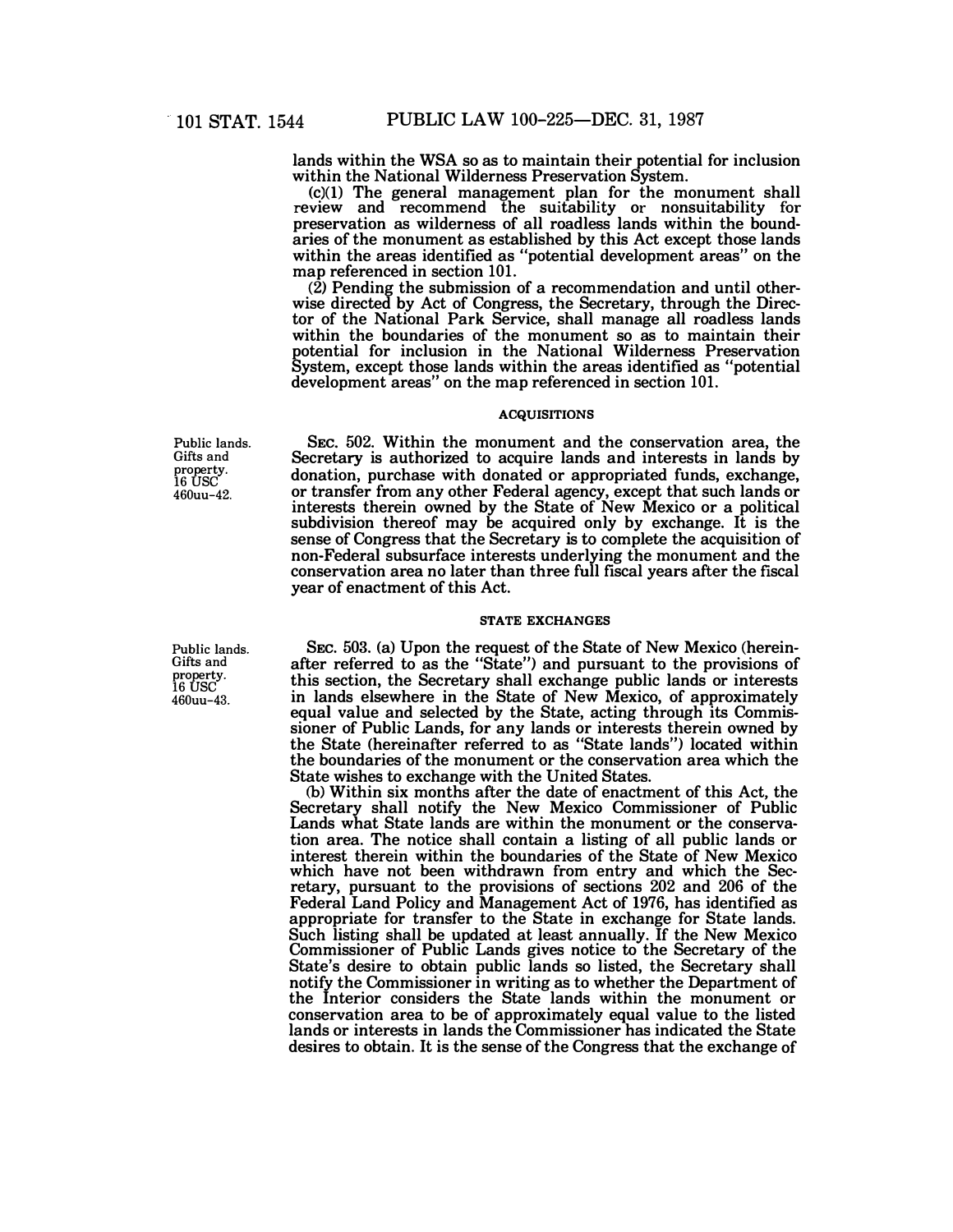lands within the WSA so as to maintain their potential for inclusion within the National Wilderness Preservation System.

(c)(1) The general management plan for the monument shall review and recommend the suitability or nonsuitability for preservation as wilderness of all roadless lands within the boundaries of the monument as established by this Act except those lands within the areas identified as "potential development areas" on the map referenced in section 101.

(2) Pending the submission of a recommendation and until otherwise directed by Act of Congress, the Secretary, through the Director of the National Park Service, shall manage all roadless lands within the boundaries of the monument so as to maintain their potential for inclusion in the National Wilderness Preservation System, except those lands within the areas identified as "potential development areas" on the map referenced in section 101.

ACQUISITIONS

Public lands.
Gifts and property.
16 USC 460uu–42.

SEC. 502. Within the monument and the conservation area, the Secretary is authorized to acquire lands and interests in lands by donation, purchase with donated or appropriated funds, exchange, or transfer from any other Federal agency, except that such lands or interests therein owned by the State of New Mexico or a political subdivision thereof may be acquired only by exchange. It is the sense of Congress that the Secretary is to complete the acquisition of non-Federal subsurface interests underlying the monument and the conservation area no later than three full fiscal years after the fiscal year of enactment of this Act.

STATE EXCHANGES

Public lands.
Gifts and property.
16 USC 460uu–43.

SEC. 503. (a) Upon the request of the State of New Mexico (hereinafter referred to as the "State") and pursuant to the provisions of this section, the Secretary shall exchange public lands or interests in lands elsewhere in the State of New Mexico, of approximately equal value and selected by the State, acting through its Commissioner of Public Lands, for any lands or interests therein owned by the State (hereinafter referred to as "State lands") located within the boundaries of the monument or the conservation area which the State wishes to exchange with the United States.

(b) Within six months after the date of enactment of this Act, the Secretary shall notify the New Mexico Commissioner of Public Lands what State lands are within the monument or the conservation area. The notice shall contain a listing of all public lands or interest therein within the boundaries of the State of New Mexico which have not been withdrawn from entry and which the Secretary, pursuant to the provisions of sections 202 and 206 of the Federal Land Policy and Management Act of 1976, has identified as appropriate for transfer to the State in exchange for State lands. Such listing shall be updated at least annually. If the New Mexico Commissioner of Public Lands gives notice to the Secretary of the State's desire to obtain public lands so listed, the Secretary shall notify the Commissioner in writing as to whether the Department of the Interior considers the State lands within the monument or conservation area to be of approximately equal value to the listed lands or interests in lands the Commissioner has indicated the State desires to obtain. It is the sense of the Congress that the exchange of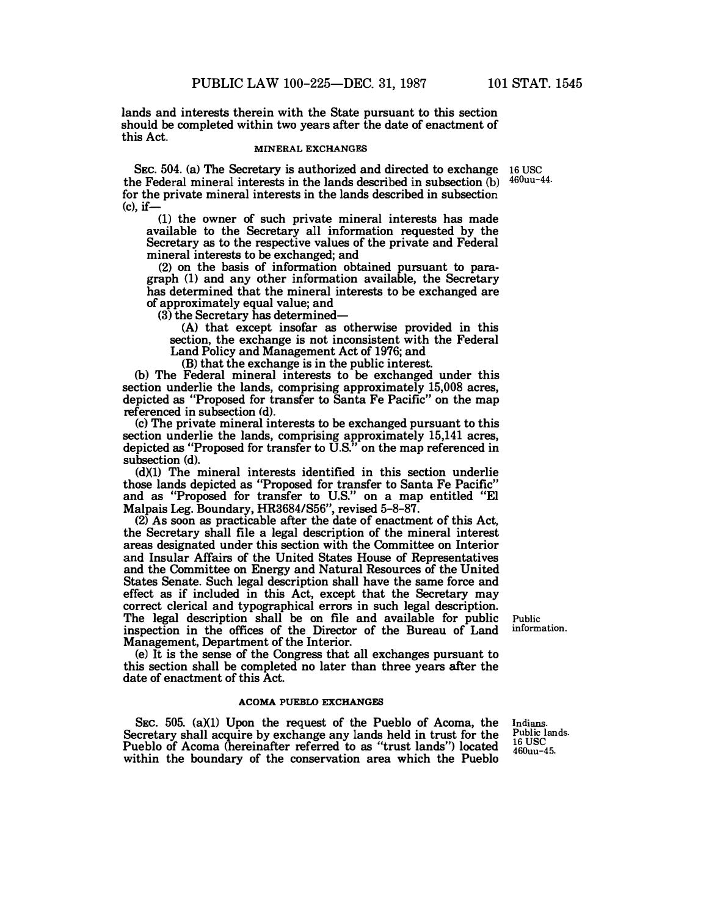lands and interests therein with the State pursuant to this section should be completed within two years after the date of enactment of this Act.

MINERAL EXCHANGES

SEC. 504. (a) The Secretary is authorized and directed to exchange the Federal mineral interests in the lands described in subsection (b) for the private mineral interests in the lands described in subsection (c), if—

16 USC 460uu-44.

(1) the owner of such private mineral interests has made available to the Secretary all information requested by the Secretary as to the respective values of the private and Federal mineral interests to be exchanged; and

(2) on the basis of information obtained pursuant to paragraph (1) and any other information available, the Secretary has determined that the mineral interests to be exchanged are of approximately equal value; and

(3) the Secretary has determined—

(A) that except insofar as otherwise provided in this section, the exchange is not inconsistent with the Federal Land Policy and Management Act of 1976; and

(B) that the exchange is in the public interest.

(b) The Federal mineral interests to be exchanged under this section underlie the lands, comprising approximately 15,008 acres, depicted as "Proposed for transfer to Santa Fe Pacific" on the map referenced in subsection (d).

(c) The private mineral interests to be exchanged pursuant to this section underlie the lands, comprising approximately 15,141 acres, depicted as "Proposed for transfer to U.S." on the map referenced in subsection (d).

(d)(1) The mineral interests identified in this section underlie those lands depicted as "Proposed for transfer to Santa Fe Pacific" and as "Proposed for transfer to U.S." on a map entitled "El Malpais Leg. Boundary, HR3684/S56", revised 5-8-87.

(2) As soon as practicable after the date of enactment of this Act, the Secretary shall file a legal description of the mineral interest areas designated under this section with the Committee on Interior and Insular Affairs of the United States House of Representatives and the Committee on Energy and Natural Resources of the United States Senate. Such legal description shall have the same force and effect as if included in this Act, except that the Secretary may correct clerical and typographical errors in such legal description. The legal description shall be on file and available for public inspection in the offices of the Director of the Bureau of Land Management, Department of the Interior.

Public information.

(e) It is the sense of the Congress that all exchanges pursuant to this section shall be completed no later than three years after the date of enactment of this Act.

ACOMA PUEBLO EXCHANGES

SEC. 505. (a)(1) Upon the request of the Pueblo of Acoma, the Secretary shall acquire by exchange any lands held in trust for the Pueblo of Acoma (hereinafter referred to as "trust lands") located within the boundary of the conservation area which the Pueblo

Indians. Public lands. 16 USC 460uu-45.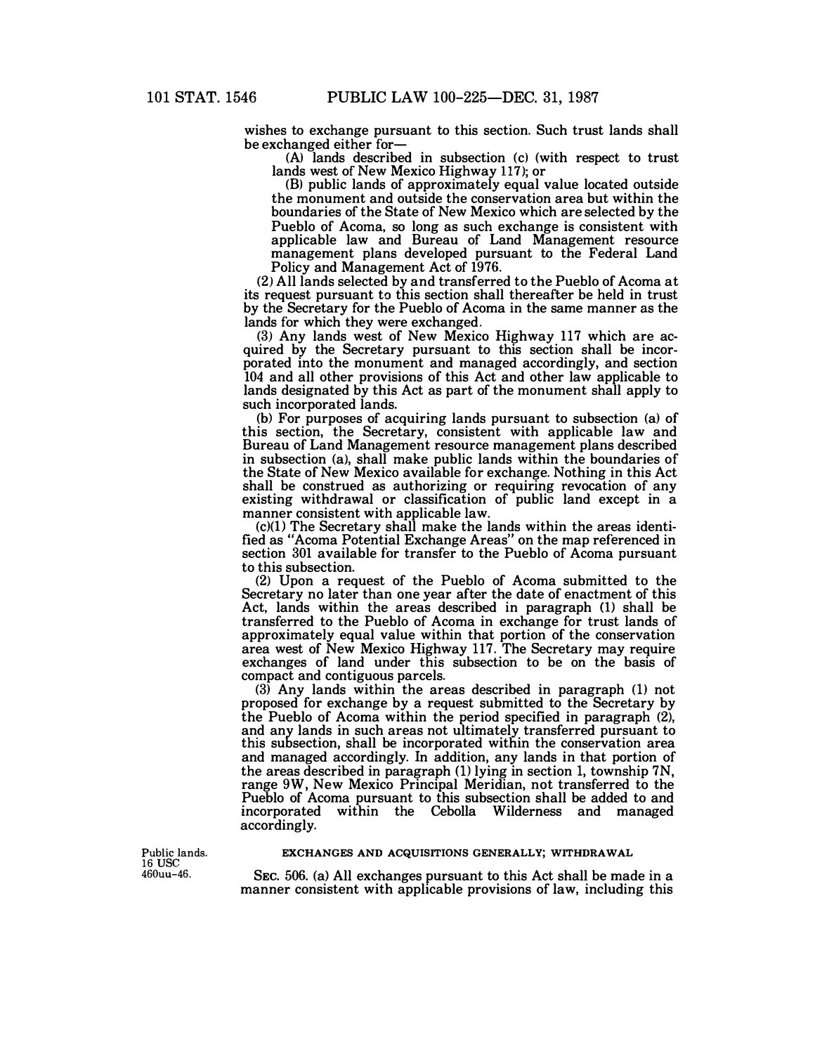wishes to exchange pursuant to this section. Such trust lands shall be exchanged either for—

(A) lands described in subsection (c) (with respect to trust lands west of New Mexico Highway 117); or

(B) public lands of approximately equal value located outside the monument and outside the conservation area but within the boundaries of the State of New Mexico which are selected by the Pueblo of Acoma, so long as such exchange is consistent with applicable law and Bureau of Land Management resource management plans developed pursuant to the Federal Land Policy and Management Act of 1976.

(2) All lands selected by and transferred to the Pueblo of Acoma at its request pursuant to this section shall thereafter be held in trust by the Secretary for the Pueblo of Acoma in the same manner as the lands for which they were exchanged.

(3) Any lands west of New Mexico Highway 117 which are acquired by the Secretary pursuant to this section shall be incorporated into the monument and managed accordingly, and section 104 and all other provisions of this Act and other law applicable to lands designated by this Act as part of the monument shall apply to such incorporated lands.

(b) For purposes of acquiring lands pursuant to subsection (a) of this section, the Secretary, consistent with applicable law and Bureau of Land Management resource management plans described in subsection (a), shall make public lands within the boundaries of the State of New Mexico available for exchange. Nothing in this Act shall be construed as authorizing or requiring revocation of any existing withdrawal or classification of public land except in a manner consistent with applicable law.

(c)(1) The Secretary shall make the lands within the areas identified as "Acoma Potential Exchange Areas" on the map referenced in section 301 available for transfer to the Pueblo of Acoma pursuant to this subsection.

(2) Upon a request of the Pueblo of Acoma submitted to the Secretary no later than one year after the date of enactment of this Act, lands within the areas described in paragraph (1) shall be transferred to the Pueblo of Acoma in exchange for trust lands of approximately equal value within that portion of the conservation area west of New Mexico Highway 117. The Secretary may require exchanges of land under this subsection to be on the basis of compact and contiguous parcels.

(3) Any lands within the areas described in paragraph (1) not proposed for exchange by a request submitted to the Secretary by the Pueblo of Acoma within the period specified in paragraph (2), and any lands in such areas not ultimately transferred pursuant to this subsection, shall be incorporated within the conservation area and managed accordingly. In addition, any lands in that portion of the areas described in paragraph (1) lying in section 1, township 7N, range 9W, New Mexico Principal Meridian, not transferred to the Pueblo of Acoma pursuant to this subsection shall be added to and incorporated within the Cebolla Wilderness and managed accordingly.

Public lands.
16 USC 460uu-46.

EXCHANGES AND ACQUISITIONS GENERALLY; WITHDRAWAL

SEC. 506. (a) All exchanges pursuant to this Act shall be made in a manner consistent with applicable provisions of law, including this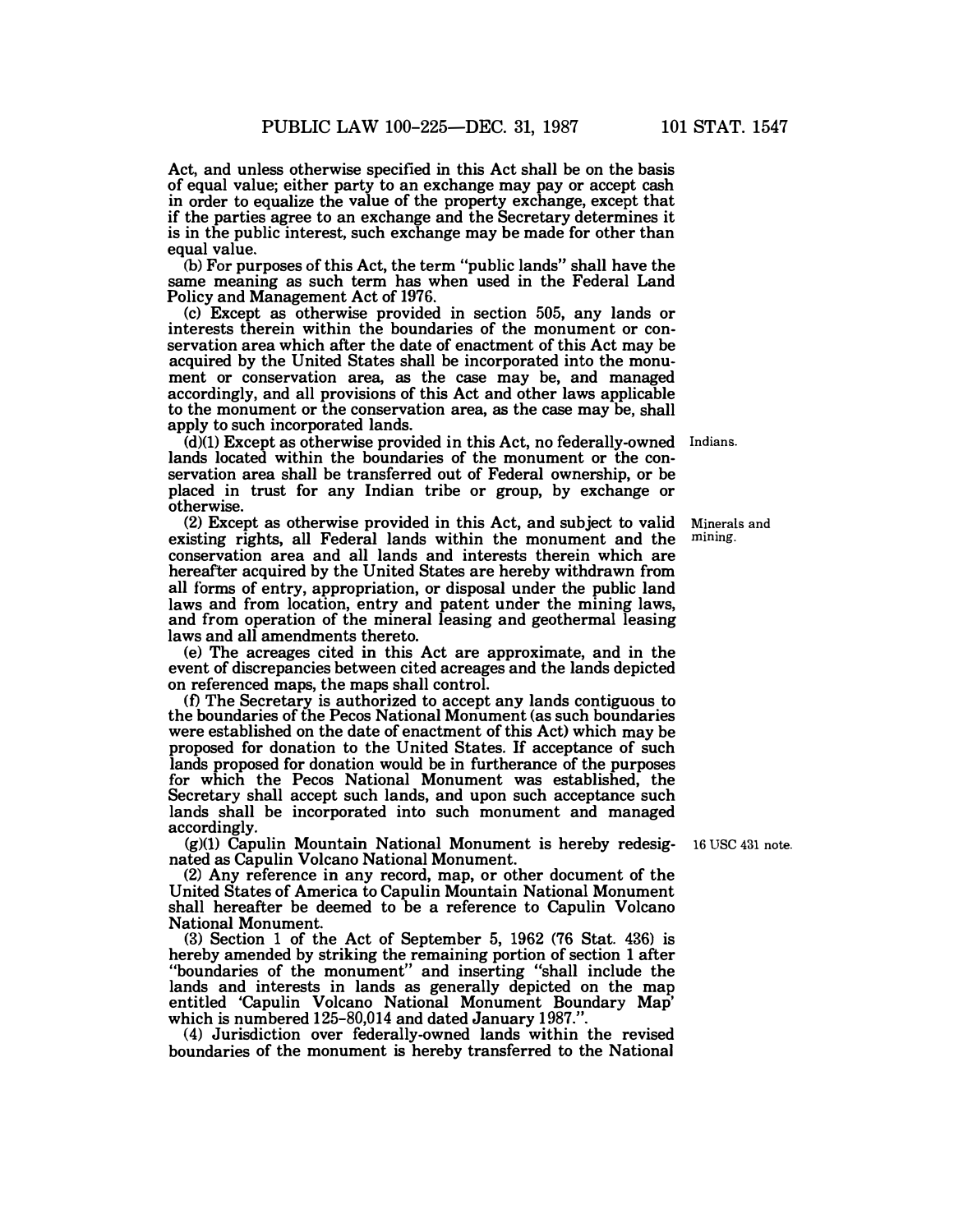Act, and unless otherwise specified in this Act shall be on the basis of equal value; either party to an exchange may pay or accept cash in order to equalize the value of the property exchange, except that if the parties agree to an exchange and the Secretary determines it is in the public interest, such exchange may be made for other than equal value.

(b) For purposes of this Act, the term "public lands" shall have the same meaning as such term has when used in the Federal Land Policy and Management Act of 1976.

(c) Except as otherwise provided in section 505, any lands or interests therein within the boundaries of the monument or conservation area which after the date of enactment of this Act may be acquired by the United States shall be incorporated into the monument or conservation area, as the case may be, and managed accordingly, and all provisions of this Act and other laws applicable to the monument or the conservation area, as the case may be, shall apply to such incorporated lands.

Indians.

(d)(1) Except as otherwise provided in this Act, no federally-owned lands located within the boundaries of the monument or the conservation area shall be transferred out of Federal ownership, or be placed in trust for any Indian tribe or group, by exchange or otherwise.

Minerals and mining.

(2) Except as otherwise provided in this Act, and subject to valid existing rights, all Federal lands within the monument and the conservation area and all lands and interests therein which are hereafter acquired by the United States are hereby withdrawn from all forms of entry, appropriation, or disposal under the public land laws and from location, entry and patent under the mining laws, and from operation of the mineral leasing and geothermal leasing laws and all amendments thereto.

(e) The acreages cited in this Act are approximate, and in the event of discrepancies between cited acreages and the lands depicted on referenced maps, the maps shall control.

(f) The Secretary is authorized to accept any lands contiguous to the boundaries of the Pecos National Monument (as such boundaries were established on the date of enactment of this Act) which may be proposed for donation to the United States. If acceptance of such lands proposed for donation would be in furtherance of the purposes for which the Pecos National Monument was established, the Secretary shall accept such lands, and upon such acceptance such lands shall be incorporated into such monument and managed accordingly.

16 USC 431 note.

(g)(1) Capulin Mountain National Monument is hereby redesignated as Capulin Volcano National Monument.

(2) Any reference in any record, map, or other document of the United States of America to Capulin Mountain National Monument shall hereafter be deemed to be a reference to Capulin Volcano National Monument.

(3) Section 1 of the Act of September 5, 1962 (76 Stat. 436) is hereby amended by striking the remaining portion of section 1 after "boundaries of the monument" and inserting "shall include the lands and interests in lands as generally depicted on the map entitled 'Capulin Volcano National Monument Boundary Map' which is numbered 125-80,014 and dated January 1987.".

(4) Jurisdiction over federally-owned lands within the revised boundaries of the monument is hereby transferred to the National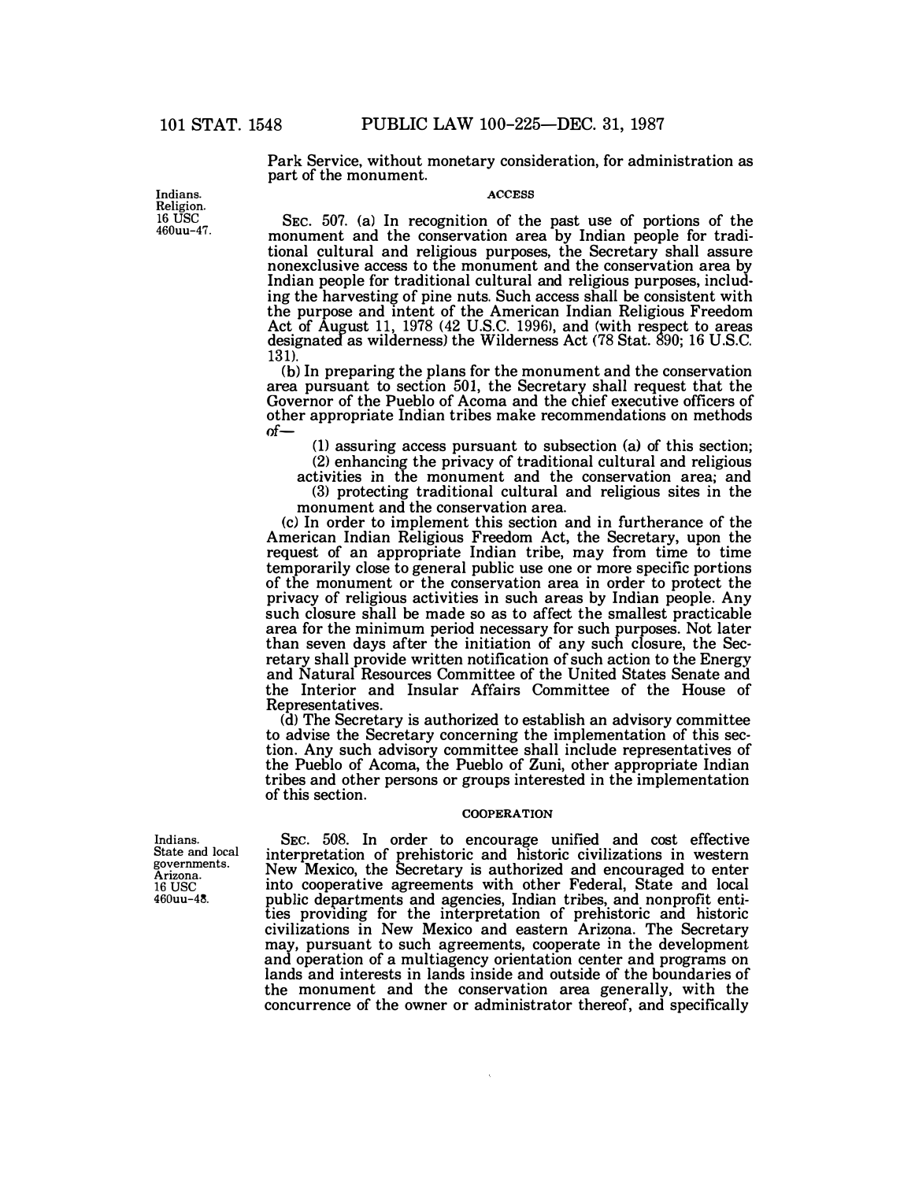Park Service, without monetary consideration, for administration as part of the monument.

Indians.
Religion.
16 USC 460uu-47.

#### ACCESS

SEC. 507. (a) In recognition of the past use of portions of the monument and the conservation area by Indian people for traditional cultural and religious purposes, the Secretary shall assure nonexclusive access to the monument and the conservation area by Indian people for traditional cultural and religious purposes, including the harvesting of pine nuts. Such access shall be consistent with the purpose and intent of the American Indian Religious Freedom Act of August 11, 1978 (42 U.S.C. 1996), and (with respect to areas designated as wilderness) the Wilderness Act (78 Stat. 890; 16 U.S.C. 131).

(b) In preparing the plans for the monument and the conservation area pursuant to section 501, the Secretary shall request that the Governor of the Pueblo of Acoma and the chief executive officers of other appropriate Indian tribes make recommendations on methods of—

(1) assuring access pursuant to subsection (a) of this section;

(2) enhancing the privacy of traditional cultural and religious activities in the monument and the conservation area; and

(3) protecting traditional cultural and religious sites in the monument and the conservation area.

(c) In order to implement this section and in furtherance of the American Indian Religious Freedom Act, the Secretary, upon the request of an appropriate Indian tribe, may from time to time temporarily close to general public use one or more specific portions of the monument or the conservation area in order to protect the privacy of religious activities in such areas by Indian people. Any such closure shall be made so as to affect the smallest practicable area for the minimum period necessary for such purposes. Not later than seven days after the initiation of any such closure, the Secretary shall provide written notification of such action to the Energy and Natural Resources Committee of the United States Senate and the Interior and Insular Affairs Committee of the House of Representatives.

(d) The Secretary is authorized to establish an advisory committee to advise the Secretary concerning the implementation of this section. Any such advisory committee shall include representatives of the Pueblo of Acoma, the Pueblo of Zuni, other appropriate Indian tribes and other persons or groups interested in the implementation of this section.

Indians.
State and local governments.
Arizona.
16 USC 460uu-48.

#### COOPERATION

SEC. 508. In order to encourage unified and cost effective interpretation of prehistoric and historic civilizations in western New Mexico, the Secretary is authorized and encouraged to enter into cooperative agreements with other Federal, State and local public departments and agencies, Indian tribes, and nonprofit entities providing for the interpretation of prehistoric and historic civilizations in New Mexico and eastern Arizona. The Secretary may, pursuant to such agreements, cooperate in the development and operation of a multiagency orientation center and programs on lands and interests in lands inside and outside of the boundaries of the monument and the conservation area generally, with the concurrence of the owner or administrator thereof, and specifically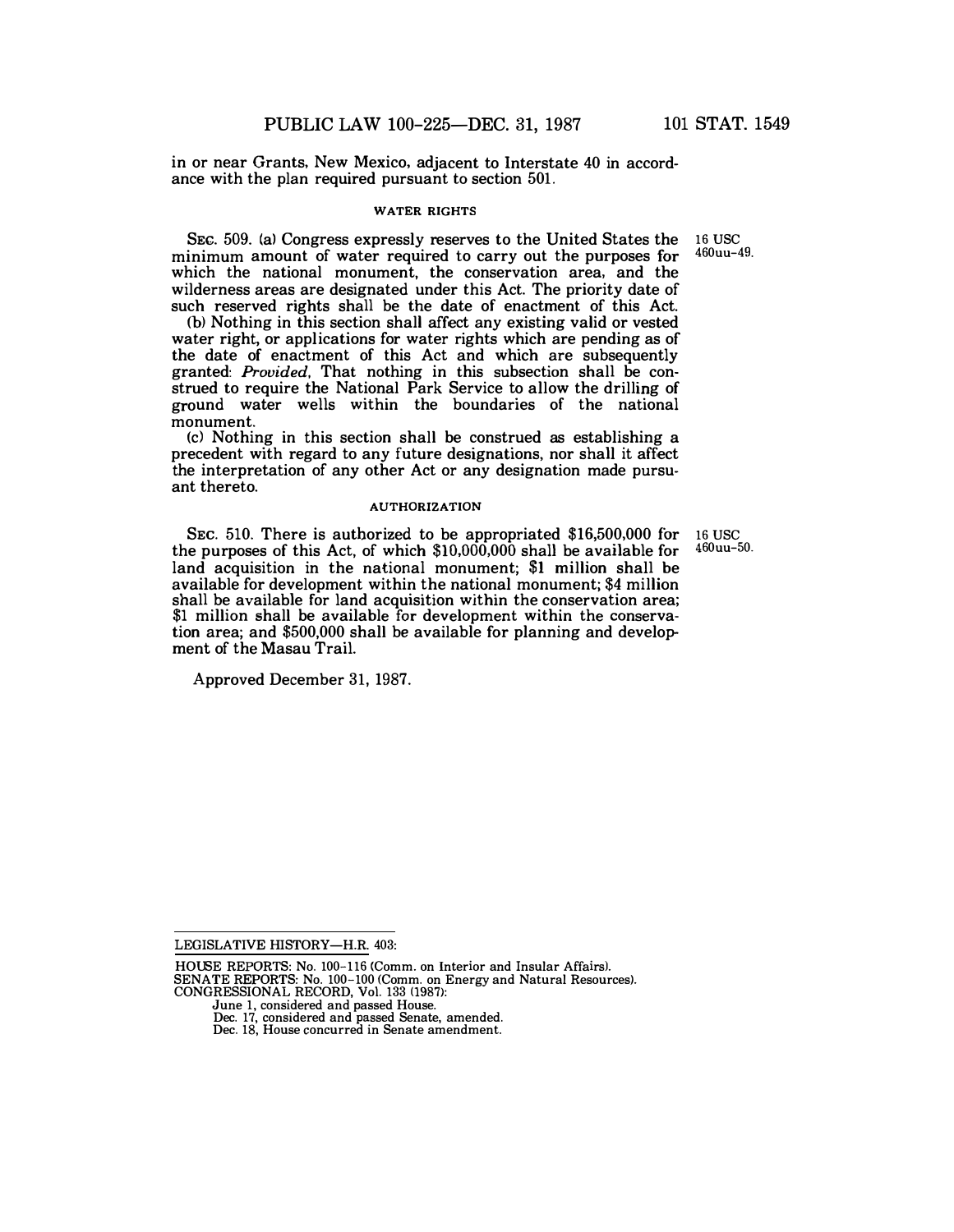in or near Grants, New Mexico, adjacent to Interstate 40 in accordance with the plan required pursuant to section 501.

WATER RIGHTS

SEC. 509. (a) Congress expressly reserves to the United States the minimum amount of water required to carry out the purposes for which the national monument, the conservation area, and the wilderness areas are designated under this Act. The priority date of such reserved rights shall be the date of enactment of this Act.

16 USC 460uu-49.

(b) Nothing in this section shall affect any existing valid or vested water right, or applications for water rights which are pending as of the date of enactment of this Act and which are subsequently granted: *Provided*, That nothing in this subsection shall be construed to require the National Park Service to allow the drilling of ground water wells within the boundaries of the national monument.

(c) Nothing in this section shall be construed as establishing a precedent with regard to any future designations, nor shall it affect the interpretation of any other Act or any designation made pursuant thereto.

AUTHORIZATION

SEC. 510. There is authorized to be appropriated $16,500,000 for the purposes of this Act, of which $10,000,000 shall be available for land acquisition in the national monument; $1 million shall be available for development within the national monument; $4 million shall be available for land acquisition within the conservation area; $1 million shall be available for development within the conservation area; and $500,000 shall be available for planning and development of the Masau Trail.

16 USC 460uu-50.

Approved December 31, 1987.

---

LEGISLATIVE HISTORY—H.R. 403:

HOUSE REPORTS: No. 100-116 (Comm. on Interior and Insular Affairs).
SENATE REPORTS: No. 100-100 (Comm. on Energy and Natural Resources).
CONGRESSIONAL RECORD, Vol. 133 (1987):
June 1, considered and passed House.
Dec. 17, considered and passed Senate, amended.
Dec. 18, House concurred in Senate amendment.